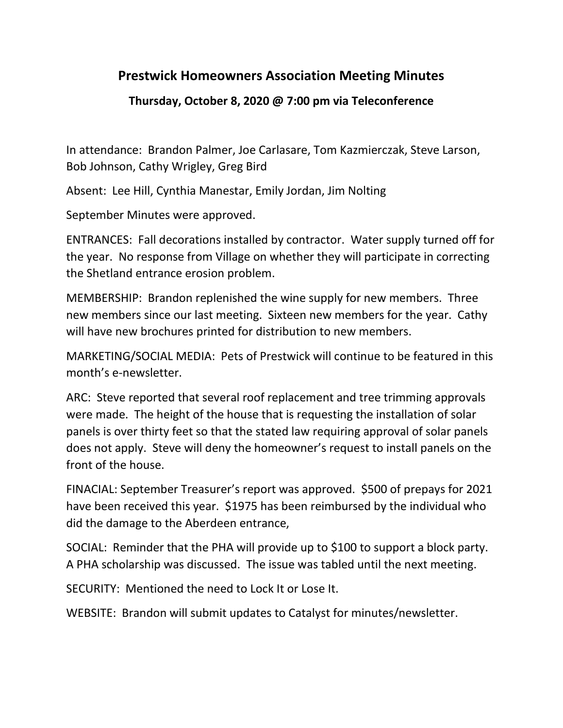# Prestwick Homeowners Association Meeting Minutes

### Thursday, October 8, 2020 @ 7:00 pm via Teleconference

In attendance: Brandon Palmer, Joe Carlasare, Tom Kazmierczak, Steve Larson, Bob Johnson, Cathy Wrigley, Greg Bird

Absent: Lee Hill, Cynthia Manestar, Emily Jordan, Jim Nolting

September Minutes were approved.

ENTRANCES: Fall decorations installed by contractor. Water supply turned off for the year. No response from Village on whether they will participate in correcting the Shetland entrance erosion problem.

MEMBERSHIP: Brandon replenished the wine supply for new members. Three new members since our last meeting. Sixteen new members for the year. Cathy will have new brochures printed for distribution to new members.

MARKETING/SOCIAL MEDIA: Pets of Prestwick will continue to be featured in this month's e-newsletter.

ARC: Steve reported that several roof replacement and tree trimming approvals were made. The height of the house that is requesting the installation of solar panels is over thirty feet so that the stated law requiring approval of solar panels does not apply. Steve will deny the homeowner's request to install panels on the front of the house.

FINACIAL: September Treasurer's report was approved. $500 of prepays for 2021 have been received this year. $1975 has been reimbursed by the individual who did the damage to the Aberdeen entrance,

SOCIAL: Reminder that the PHA will provide up to $100 to support a block party. A PHA scholarship was discussed. The issue was tabled until the next meeting.

SECURITY: Mentioned the need to Lock It or Lose It.

WEBSITE: Brandon will submit updates to Catalyst for minutes/newsletter.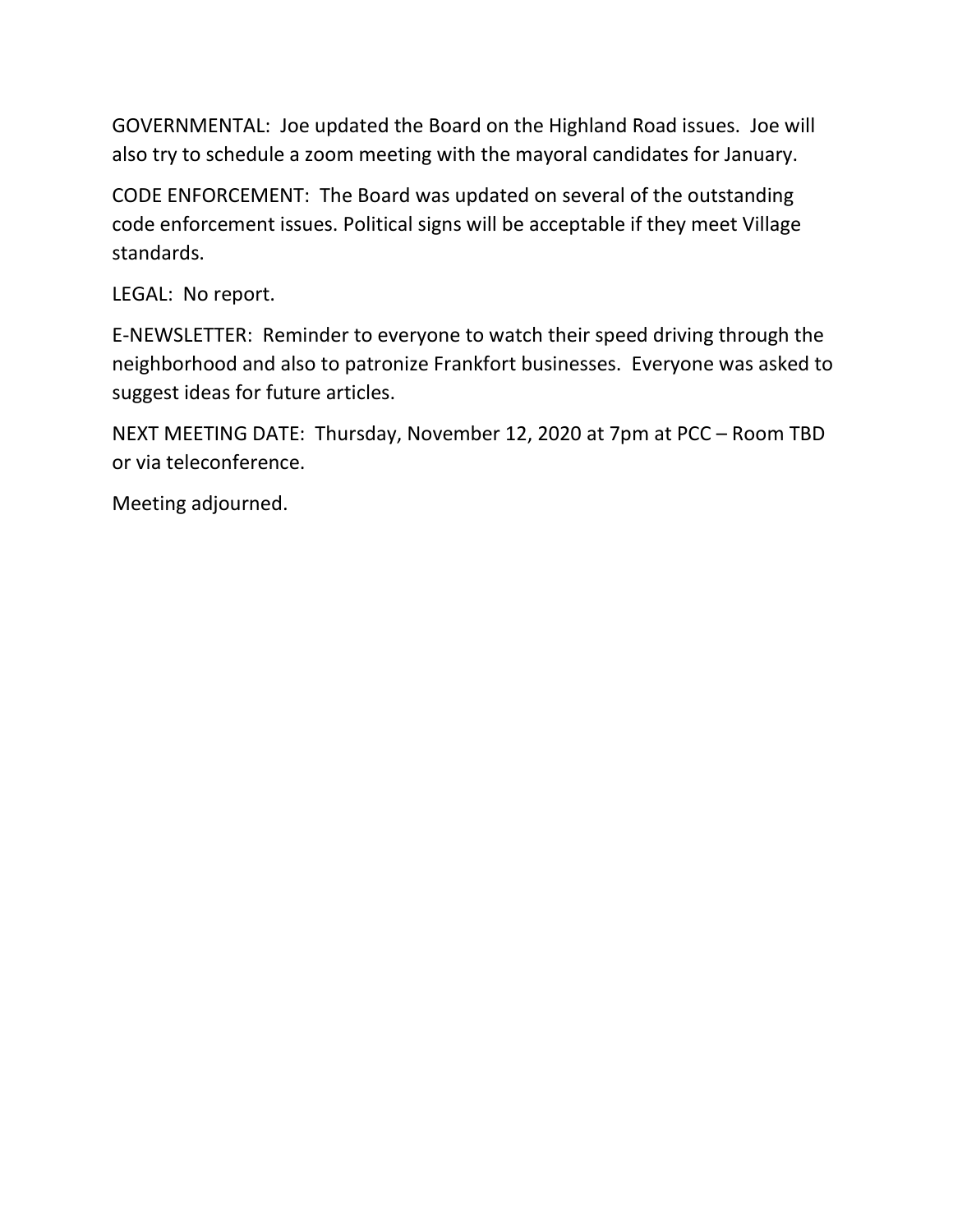GOVERNMENTAL: Joe updated the Board on the Highland Road issues. Joe will also try to schedule a zoom meeting with the mayoral candidates for January.

CODE ENFORCEMENT: The Board was updated on several of the outstanding code enforcement issues. Political signs will be acceptable if they meet Village standards.

LEGAL: No report.

E-NEWSLETTER: Reminder to everyone to watch their speed driving through the neighborhood and also to patronize Frankfort businesses. Everyone was asked to suggest ideas for future articles.

NEXT MEETING DATE: Thursday, November 12, 2020 at 7pm at PCC – Room TBD or via teleconference.

Meeting adjourned.